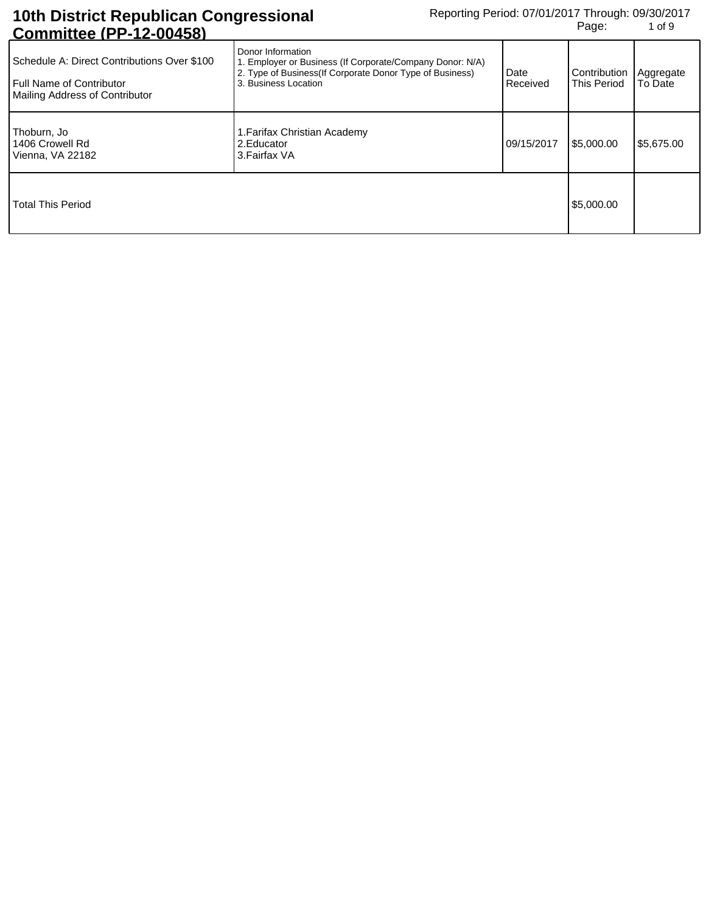# 10th District Republican Congressional Committee (PP-12-00458)

Reporting Period: 07/01/2017 Through: 09/30/2017

| Schedule A: Direct Contributions Over $100<br>Full Name of Contributor<br>Mailing Address of Contributor | Donor Information<br>1. Employer or Business (If Corporate/Company Donor: N/A)<br>2. Type of Business(If Corporate Donor Type of Business)<br>3. Business Location | Date Received | Contribution This Period | Aggregate To Date |
|---|---|---|---|---|
| Thoburn, Jo<br>1406 Crowell Rd<br>Vienna, VA 22182 | 1.Farifax Christian Academy<br>2.Educator<br>3.Fairfax VA | 09/15/2017 | $5,000.00 | $5,675.00 |
| Total This Period | | | $5,000.00 | |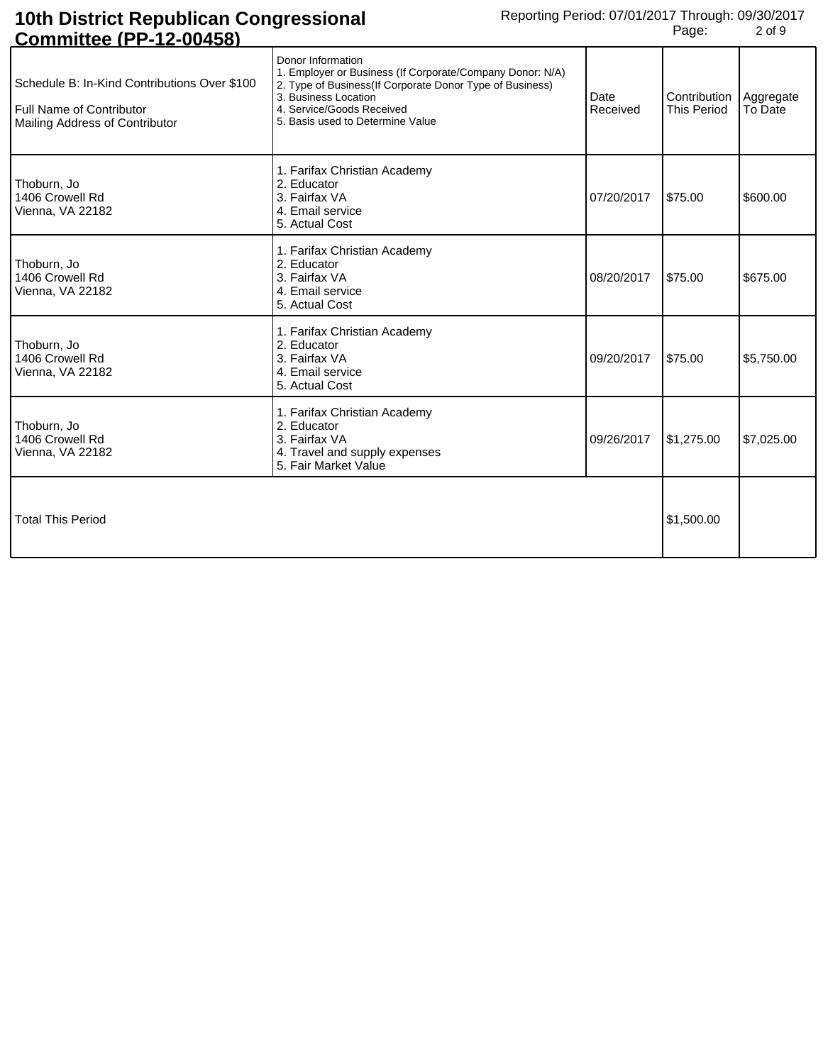# 10th District Republican Congressional Committee (PP-12-00458)

Reporting Period: 07/01/2017 Through: 09/30/2017

| Schedule B: In-Kind Contributions Over $100<br>Full Name of Contributor<br>Mailing Address of Contributor | Donor Information<br>1. Employer or Business (If Corporate/Company Donor: N/A)<br>2. Type of Business(If Corporate Donor Type of Business)<br>3. Business Location<br>4. Service/Goods Received<br>5. Basis used to Determine Value | Date Received | Contribution This Period | Aggregate To Date |
|---|---|---|---|---|
| Thoburn, Jo<br>1406 Crowell Rd<br>Vienna, VA 22182 | 1. Farifax Christian Academy<br>2. Educator<br>3. Fairfax VA<br>4. Email service<br>5. Actual Cost | 07/20/2017 | $75.00 | $600.00 |
| Thoburn, Jo<br>1406 Crowell Rd<br>Vienna, VA 22182 | 1. Farifax Christian Academy<br>2. Educator<br>3. Fairfax VA<br>4. Email service<br>5. Actual Cost | 08/20/2017 | $75.00 | $675.00 |
| Thoburn, Jo<br>1406 Crowell Rd<br>Vienna, VA 22182 | 1. Farifax Christian Academy<br>2. Educator<br>3. Fairfax VA<br>4. Email service<br>5. Actual Cost | 09/20/2017 | $75.00 | $5,750.00 |
| Thoburn, Jo<br>1406 Crowell Rd<br>Vienna, VA 22182 | 1. Farifax Christian Academy<br>2. Educator<br>3. Fairfax VA<br>4. Travel and supply expenses<br>5. Fair Market Value | 09/26/2017 | $1,275.00 | $7,025.00 |
| Total This Period | | | $1,500.00 | |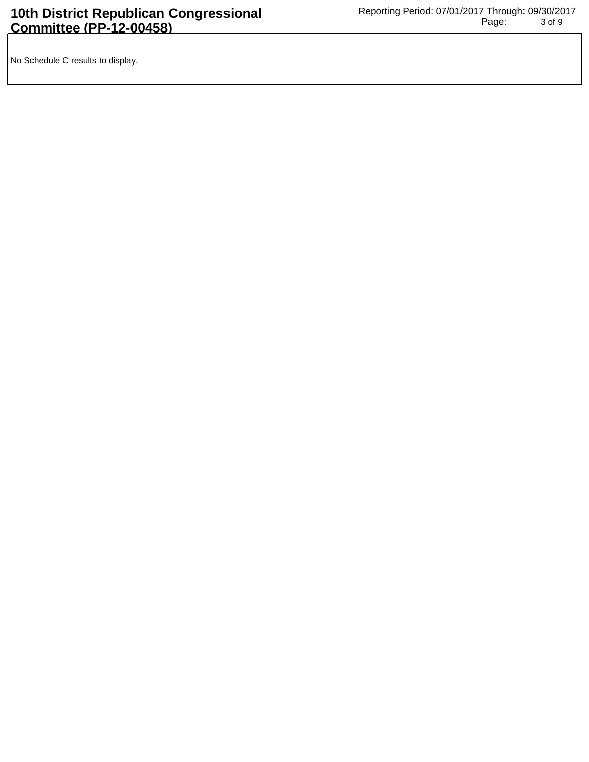No Schedule C results to display.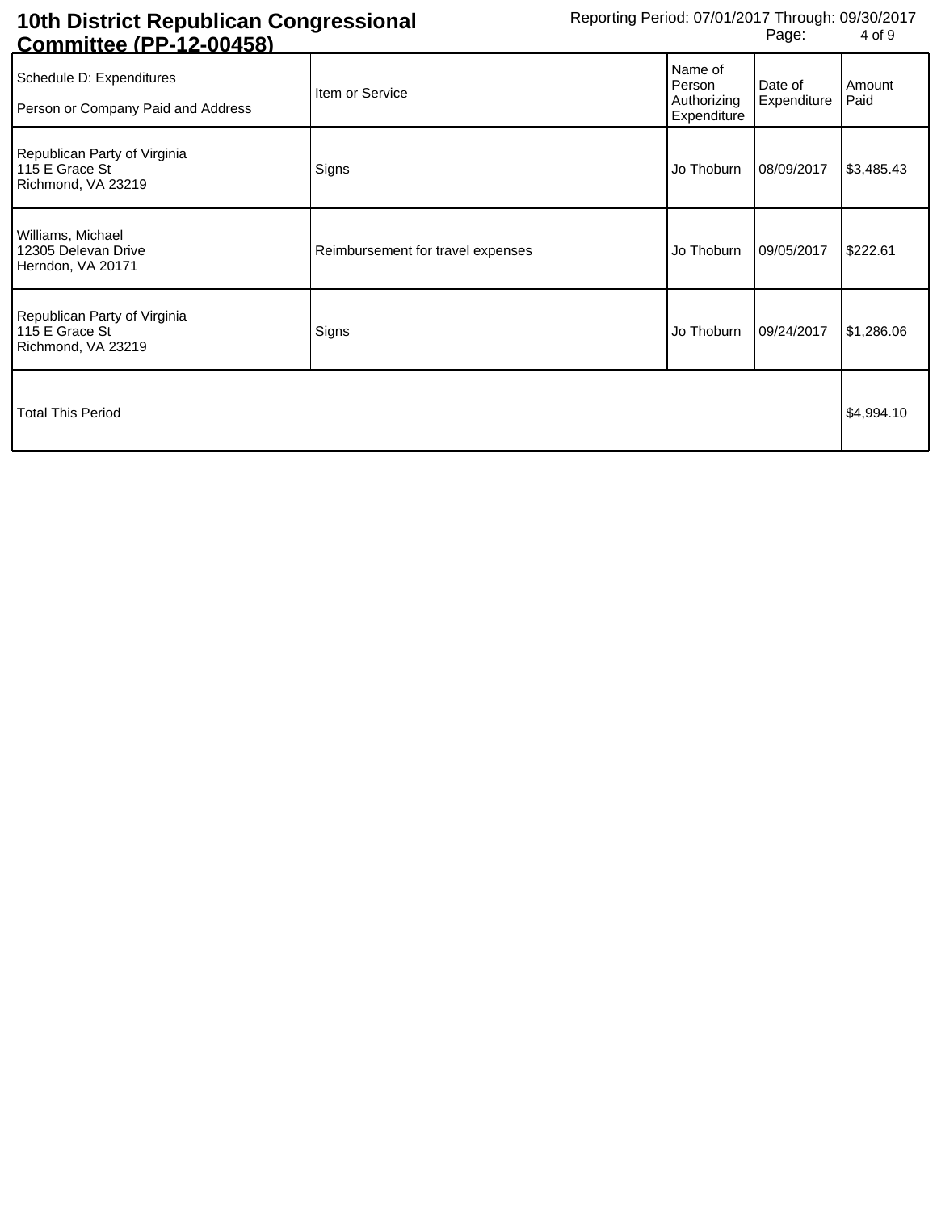# 10th District Republican Congressional Committee (PP-12-00458)

Reporting Period: 07/01/2017 Through: 09/30/2017

| Schedule D: Expenditures<br>Person or Company Paid and Address | Item or Service | Name of Person Authorizing Expenditure | Date of Expenditure | Amount Paid |
|---|---|---|---|---|
| Republican Party of Virginia<br>115 E Grace St<br>Richmond, VA 23219 | Signs | Jo Thoburn | 08/09/2017 | $3,485.43 |
| Williams, Michael<br>12305 Delevan Drive<br>Herndon, VA 20171 | Reimbursement for travel expenses | Jo Thoburn | 09/05/2017 | $222.61 |
| Republican Party of Virginia<br>115 E Grace St<br>Richmond, VA 23219 | Signs | Jo Thoburn | 09/24/2017 | $1,286.06 |
| Total This Period | | | | $4,994.10 |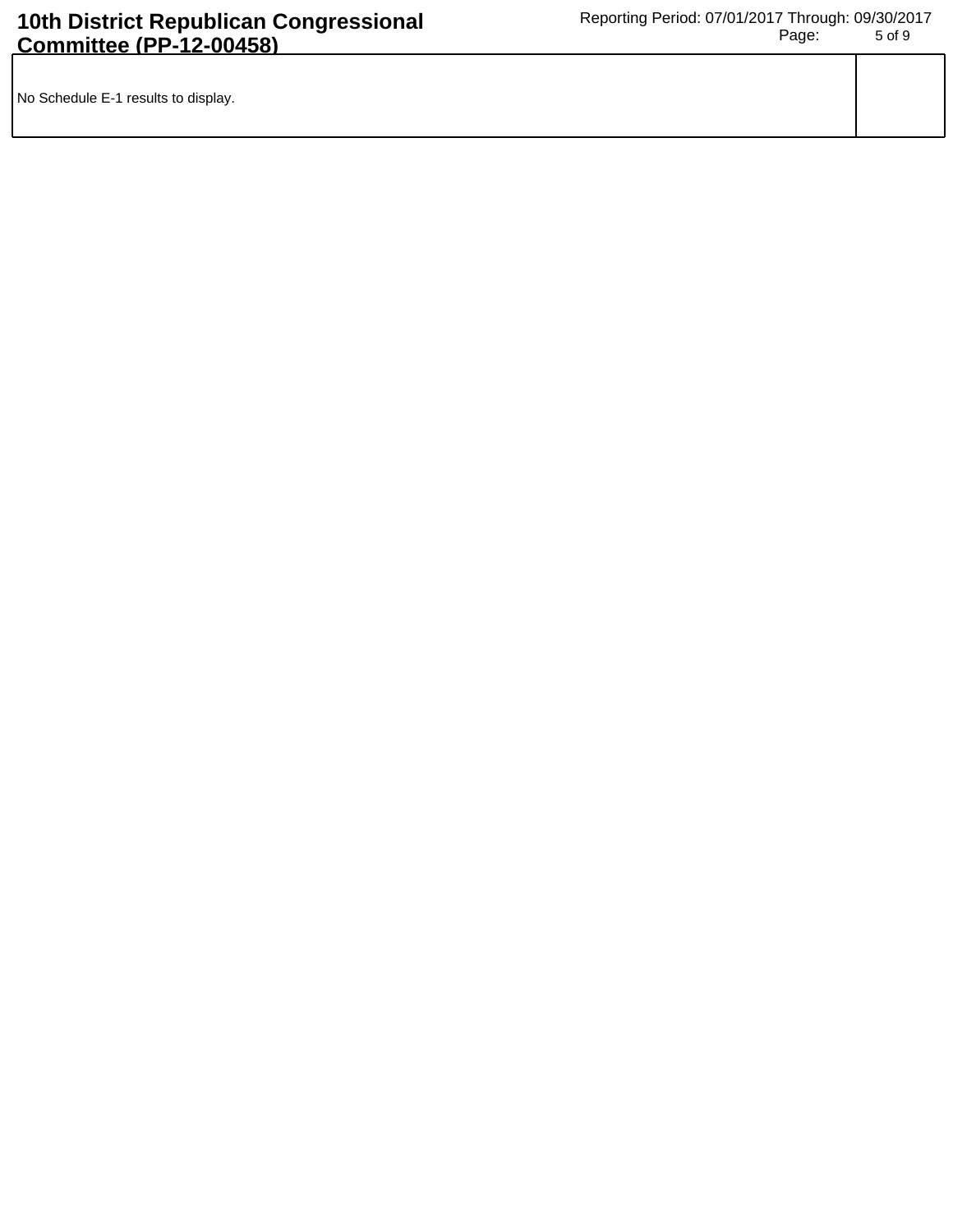No Schedule E-1 results to display.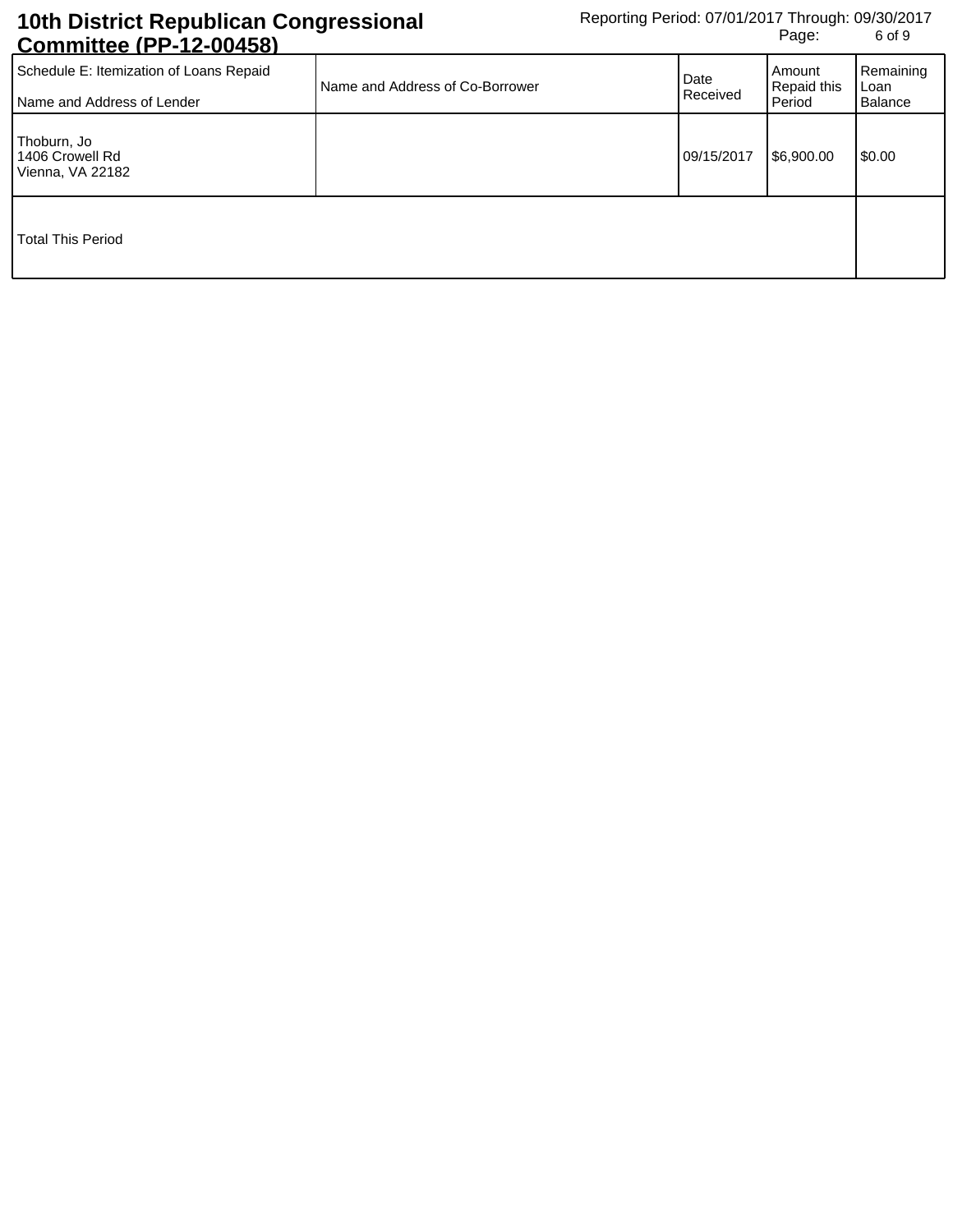# 10th District Republican Congressional Committee (PP-12-00458)

Reporting Period: 07/01/2017 Through: 09/30/2017

| Schedule E: Itemization of Loans Repaid<br>Name and Address of Lender | Name and Address of Co-Borrower | Date Received | Amount Repaid this Period | Remaining Loan Balance |
|---|---|---|---|---|
| Thoburn, Jo<br>1406 Crowell Rd<br>Vienna, VA 22182 | | 09/15/2017 | $6,900.00 | $0.00 |
| Total This Period | | | | |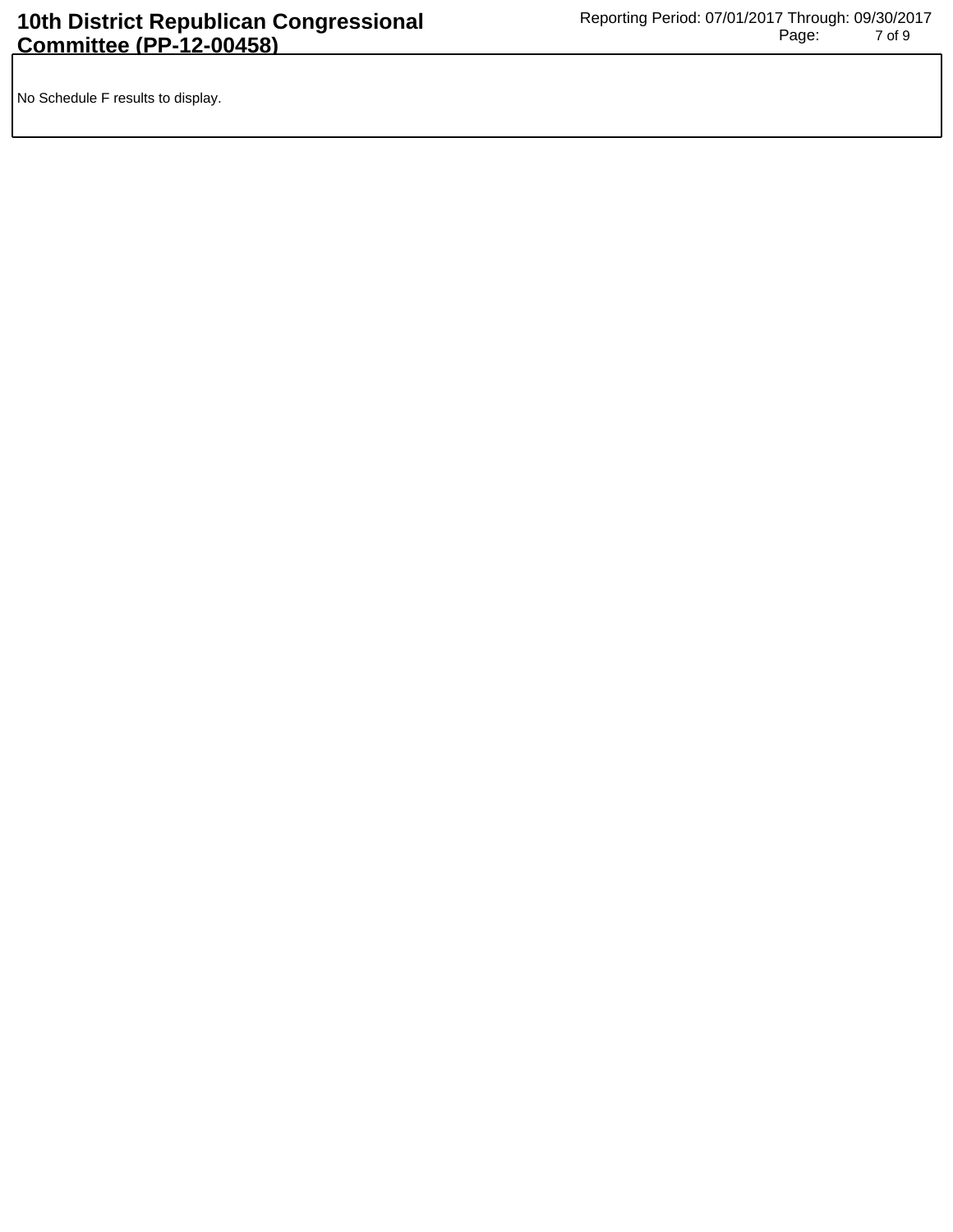No Schedule F results to display.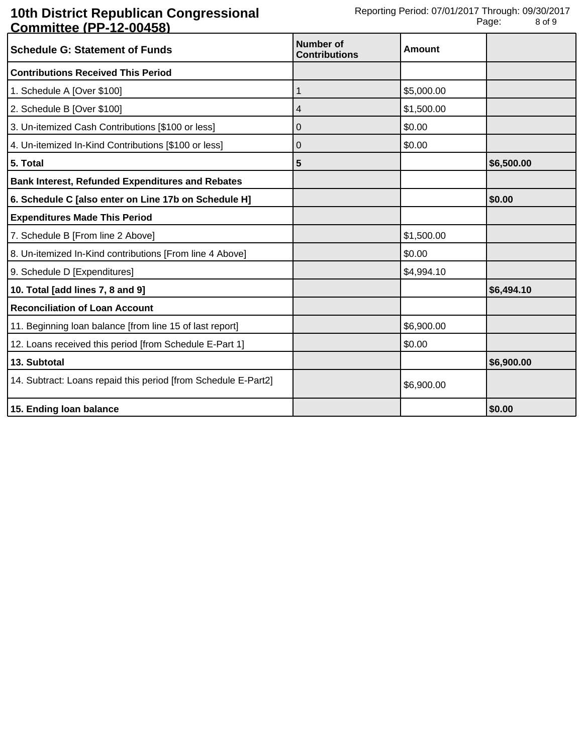# 10th District Republican Congressional Committee (PP-12-00458)

Reporting Period: 07/01/2017 Through: 09/30/2017

| Schedule G: Statement of Funds | Number of Contributions | Amount | |
|---|---|---|---|
| **Contributions Received This Period** | | | |
| 1. Schedule A [Over $100] | 1 | $5,000.00 | |
| 2. Schedule B [Over $100] | 4 | $1,500.00 | |
| 3. Un-itemized Cash Contributions [$100 or less] | 0 | $0.00 | |
| 4. Un-itemized In-Kind Contributions [$100 or less] | 0 | $0.00 | |
| **5. Total** | **5** | | **$6,500.00** |
| **Bank Interest, Refunded Expenditures and Rebates** | | | |
| **6. Schedule C [also enter on Line 17b on Schedule H]** | | | **$0.00** |
| **Expenditures Made This Period** | | | |
| 7. Schedule B [From line 2 Above] | | $1,500.00 | |
| 8. Un-itemized In-Kind contributions [From line 4 Above] | | $0.00 | |
| 9. Schedule D [Expenditures] | | $4,994.10 | |
| **10. Total [add lines 7, 8 and 9]** | | | **$6,494.10** |
| **Reconciliation of Loan Account** | | | |
| 11. Beginning loan balance [from line 15 of last report] | | $6,900.00 | |
| 12. Loans received this period [from Schedule E-Part 1] | | $0.00 | |
| **13. Subtotal** | | | **$6,900.00** |
| 14. Subtract: Loans repaid this period [from Schedule E-Part2] | | $6,900.00 | |
| **15. Ending loan balance** | | | **$0.00** |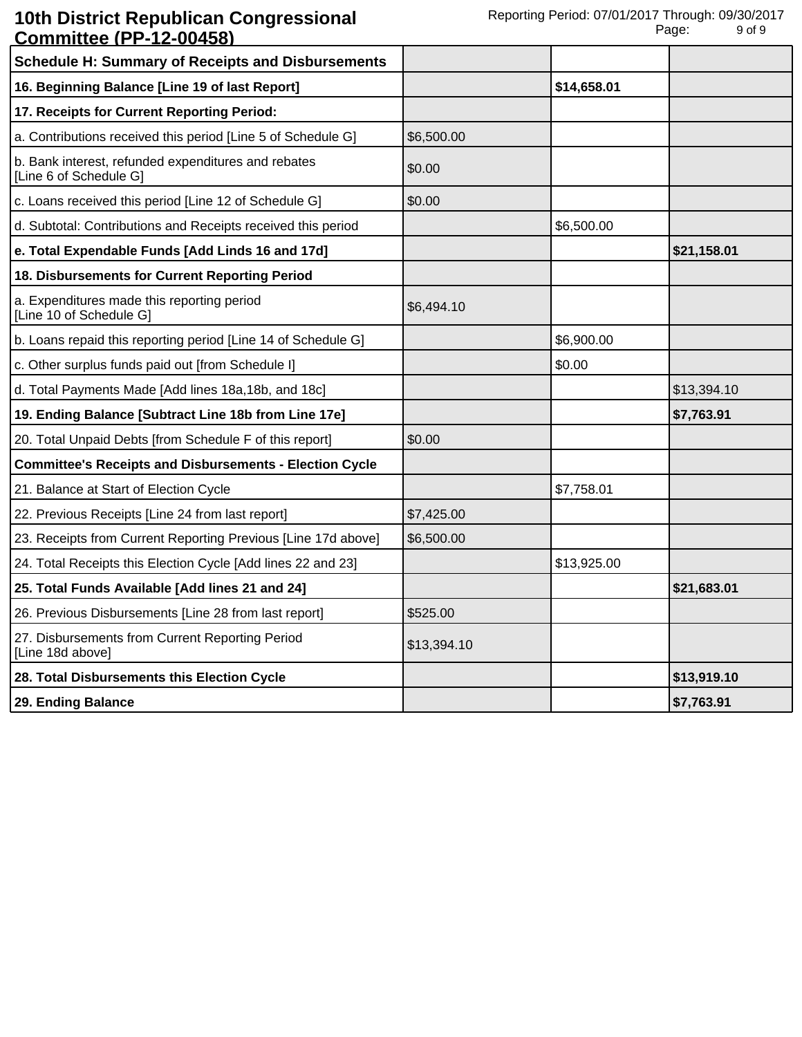# 10th District Republican Congressional Committee (PP-12-00458)

Reporting Period: 07/01/2017 Through: 09/30/2017

| Schedule H: Summary of Receipts and Disbursements | | | |
|---|---|---|---|
| **16. Beginning Balance [Line 19 of last Report]** | | **$14,658.01** | |
| **17. Receipts for Current Reporting Period:** | | | |
| a. Contributions received this period [Line 5 of Schedule G] | $6,500.00 | | |
| b. Bank interest, refunded expenditures and rebates [Line 6 of Schedule G] | $0.00 | | |
| c. Loans received this period [Line 12 of Schedule G] | $0.00 | | |
| d. Subtotal: Contributions and Receipts received this period | | $6,500.00 | |
| **e. Total Expendable Funds [Add Linds 16 and 17d]** | | | **$21,158.01** |
| **18. Disbursements for Current Reporting Period** | | | |
| a. Expenditures made this reporting period [Line 10 of Schedule G] | $6,494.10 | | |
| b. Loans repaid this reporting period [Line 14 of Schedule G] | | $6,900.00 | |
| c. Other surplus funds paid out [from Schedule I] | | $0.00 | |
| d. Total Payments Made [Add lines 18a,18b, and 18c] | | | $13,394.10 |
| **19. Ending Balance [Subtract Line 18b from Line 17e]** | | | **$7,763.91** |
| 20. Total Unpaid Debts [from Schedule F of this report] | $0.00 | | |
| **Committee's Receipts and Disbursements - Election Cycle** | | | |
| 21. Balance at Start of Election Cycle | | $7,758.01 | |
| 22. Previous Receipts [Line 24 from last report] | $7,425.00 | | |
| 23. Receipts from Current Reporting Previous [Line 17d above] | $6,500.00 | | |
| 24. Total Receipts this Election Cycle [Add lines 22 and 23] | | $13,925.00 | |
| **25. Total Funds Available [Add lines 21 and 24]** | | | **$21,683.01** |
| 26. Previous Disbursements [Line 28 from last report] | $525.00 | | |
| 27. Disbursements from Current Reporting Period [Line 18d above] | $13,394.10 | | |
| **28. Total Disbursements this Election Cycle** | | | **$13,919.10** |
| **29. Ending Balance** | | | **$7,763.91** |